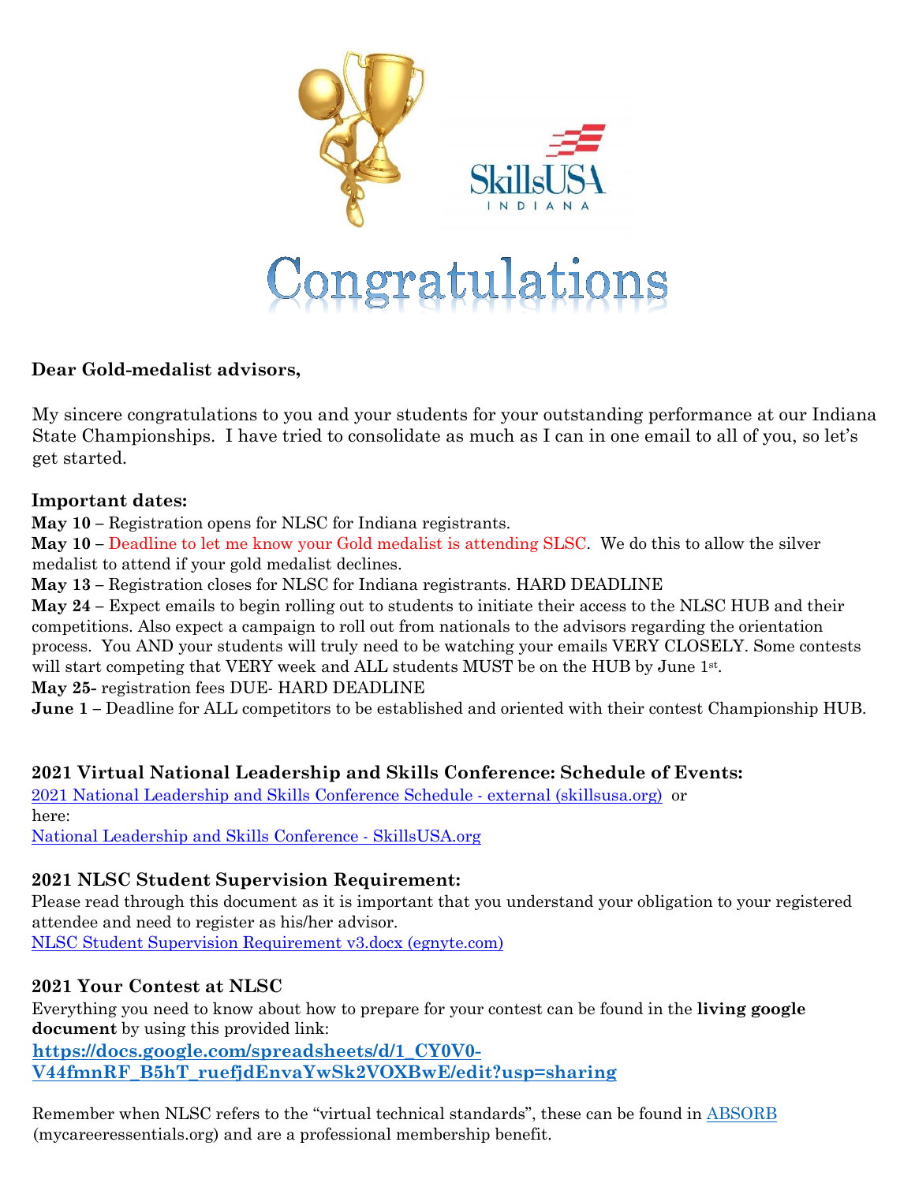# Congratulations

**Dear Gold-medalist advisors,**

My sincere congratulations to you and your students for your outstanding performance at our Indiana State Championships. I have tried to consolidate as much as I can in one email to all of you, so let's get started.

**Important dates:**

**May 10** – Registration opens for NLSC for Indiana registrants.
**May 10** – Deadline to let me know your Gold medalist is attending SLSC. We do this to allow the silver medalist to attend if your gold medalist declines.
**May 13** – Registration closes for NLSC for Indiana registrants. HARD DEADLINE
**May 24** – Expect emails to begin rolling out to students to initiate their access to the NLSC HUB and their competitions. Also expect a campaign to roll out from nationals to the advisors regarding the orientation process. You AND your students will truly need to be watching your emails VERY CLOSELY. Some contests will start competing that VERY week and ALL students MUST be on the HUB by June 1st.
**May 25-** registration fees DUE- HARD DEADLINE
**June 1** – Deadline for ALL competitors to be established and oriented with their contest Championship HUB.

### 2021 Virtual National Leadership and Skills Conference: Schedule of Events:

2021 National Leadership and Skills Conference Schedule - external (skillsusa.org) or here:
National Leadership and Skills Conference - SkillsUSA.org

### 2021 NLSC Student Supervision Requirement:

Please read through this document as it is important that you understand your obligation to your registered attendee and need to register as his/her advisor.
NLSC Student Supervision Requirement v3.docx (egnyte.com)

### 2021 Your Contest at NLSC

Everything you need to know about how to prepare for your contest can be found in the **living google document** by using this provided link:
**https://docs.google.com/spreadsheets/d/1_CY0V0-V44fmnRF_B5hT_ruefjdEnvaYwSk2VOXBwE/edit?usp=sharing**

Remember when NLSC refers to the "virtual technical standards", these can be found in ABSORB (mycareeressentials.org) and are a professional membership benefit.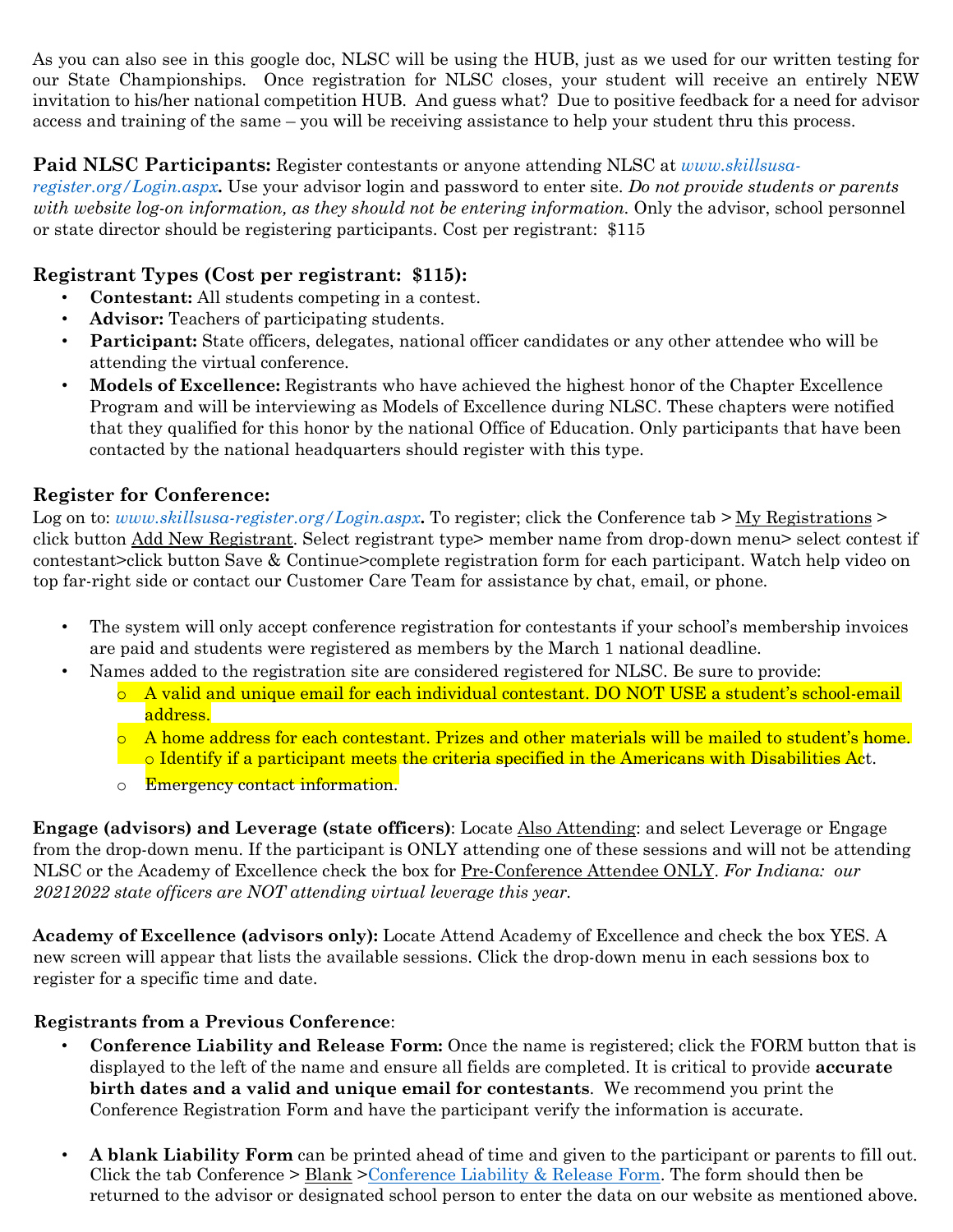As you can also see in this google doc, NLSC will be using the HUB, just as we used for our written testing for our State Championships. Once registration for NLSC closes, your student will receive an entirely NEW invitation to his/her national competition HUB. And guess what? Due to positive feedback for a need for advisor access and training of the same – you will be receiving assistance to help your student thru this process.

**Paid NLSC Participants:** Register contestants or anyone attending NLSC at *www.skillsusa-register.org/Login.aspx***.** Use your advisor login and password to enter site. *Do not provide students or parents with website log-on information, as they should not be entering information.* Only the advisor, school personnel or state director should be registering participants. Cost per registrant: $115

### Registrant Types (Cost per registrant: $115):

- **Contestant:** All students competing in a contest.
- **Advisor:** Teachers of participating students.
- **Participant:** State officers, delegates, national officer candidates or any other attendee who will be attending the virtual conference.
- **Models of Excellence:** Registrants who have achieved the highest honor of the Chapter Excellence Program and will be interviewing as Models of Excellence during NLSC. These chapters were notified that they qualified for this honor by the national Office of Education. Only participants that have been contacted by the national headquarters should register with this type.

### Register for Conference:

Log on to: *www.skillsusa-register.org/Login.aspx***.** To register; click the Conference tab > My Registrations > click button Add New Registrant. Select registrant type> member name from drop-down menu> select contest if contestant>click button Save & Continue>complete registration form for each participant. Watch help video on top far-right side or contact our Customer Care Team for assistance by chat, email, or phone.

- The system will only accept conference registration for contestants if your school's membership invoices are paid and students were registered as members by the March 1 national deadline.
- Names added to the registration site are considered registered for NLSC. Be sure to provide:
  - A valid and unique email for each individual contestant. DO NOT USE a student's school-email address.
  - A home address for each contestant. Prizes and other materials will be mailed to student's home.
    - Identify if a participant meets the criteria specified in the Americans with Disabilities Act.
  - Emergency contact information.

**Engage (advisors) and Leverage (state officers)**: Locate Also Attending: and select Leverage or Engage from the drop-down menu. If the participant is ONLY attending one of these sessions and will not be attending NLSC or the Academy of Excellence check the box for Pre-Conference Attendee ONLY. *For Indiana: our 20212022 state officers are NOT attending virtual leverage this year.*

**Academy of Excellence (advisors only):** Locate Attend Academy of Excellence and check the box YES. A new screen will appear that lists the available sessions. Click the drop-down menu in each sessions box to register for a specific time and date.

**Registrants from a Previous Conference**:

- **Conference Liability and Release Form:** Once the name is registered; click the FORM button that is displayed to the left of the name and ensure all fields are completed. It is critical to provide **accurate birth dates and a valid and unique email for contestants**. We recommend you print the Conference Registration Form and have the participant verify the information is accurate.

- **A blank Liability Form** can be printed ahead of time and given to the participant or parents to fill out. Click the tab Conference > Blank >Conference Liability & Release Form. The form should then be returned to the advisor or designated school person to enter the data on our website as mentioned above.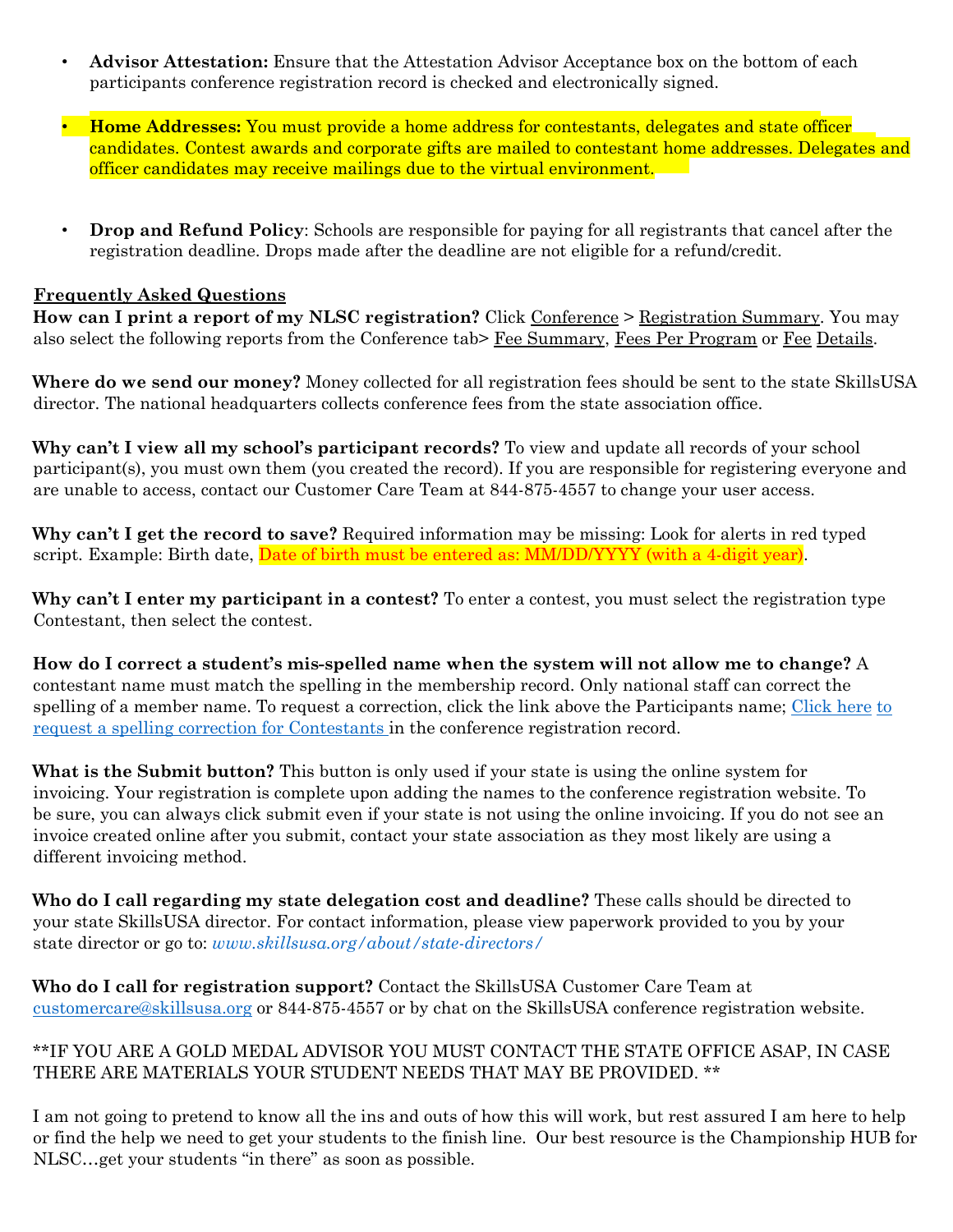- **Advisor Attestation:** Ensure that the Attestation Advisor Acceptance box on the bottom of each participants conference registration record is checked and electronically signed.

- **Home Addresses:** You must provide a home address for contestants, delegates and state officer candidates. Contest awards and corporate gifts are mailed to contestant home addresses. Delegates and officer candidates may receive mailings due to the virtual environment.

- **Drop and Refund Policy**: Schools are responsible for paying for all registrants that cancel after the registration deadline. Drops made after the deadline are not eligible for a refund/credit.

**Frequently Asked Questions**

**How can I print a report of my NLSC registration?** Click Conference > Registration Summary. You may also select the following reports from the Conference tab> Fee Summary, Fees Per Program or Fee Details.

**Where do we send our money?** Money collected for all registration fees should be sent to the state SkillsUSA director. The national headquarters collects conference fees from the state association office.

**Why can't I view all my school's participant records?** To view and update all records of your school participant(s), you must own them (you created the record). If you are responsible for registering everyone and are unable to access, contact our Customer Care Team at 844-875-4557 to change your user access.

**Why can't I get the record to save?** Required information may be missing: Look for alerts in red typed script. Example: Birth date, Date of birth must be entered as: MM/DD/YYYY (with a 4-digit year).

**Why can't I enter my participant in a contest?** To enter a contest, you must select the registration type Contestant, then select the contest.

**How do I correct a student's mis-spelled name when the system will not allow me to change?** A contestant name must match the spelling in the membership record. Only national staff can correct the spelling of a member name. To request a correction, click the link above the Participants name; Click here to request a spelling correction for Contestants in the conference registration record.

**What is the Submit button?** This button is only used if your state is using the online system for invoicing. Your registration is complete upon adding the names to the conference registration website. To be sure, you can always click submit even if your state is not using the online invoicing. If you do not see an invoice created online after you submit, contact your state association as they most likely are using a different invoicing method.

**Who do I call regarding my state delegation cost and deadline?** These calls should be directed to your state SkillsUSA director. For contact information, please view paperwork provided to you by your state director or go to: *www.skillsusa.org/about/state-directors/*

**Who do I call for registration support?** Contact the SkillsUSA Customer Care Team at customercare@skillsusa.org or 844-875-4557 or by chat on the SkillsUSA conference registration website.

**IF YOU ARE A GOLD MEDAL ADVISOR YOU MUST CONTACT THE STATE OFFICE ASAP, IN CASE THERE ARE MATERIALS YOUR STUDENT NEEDS THAT MAY BE PROVIDED. **

I am not going to pretend to know all the ins and outs of how this will work, but rest assured I am here to help or find the help we need to get your students to the finish line. Our best resource is the Championship HUB for NLSC…get your students "in there" as soon as possible.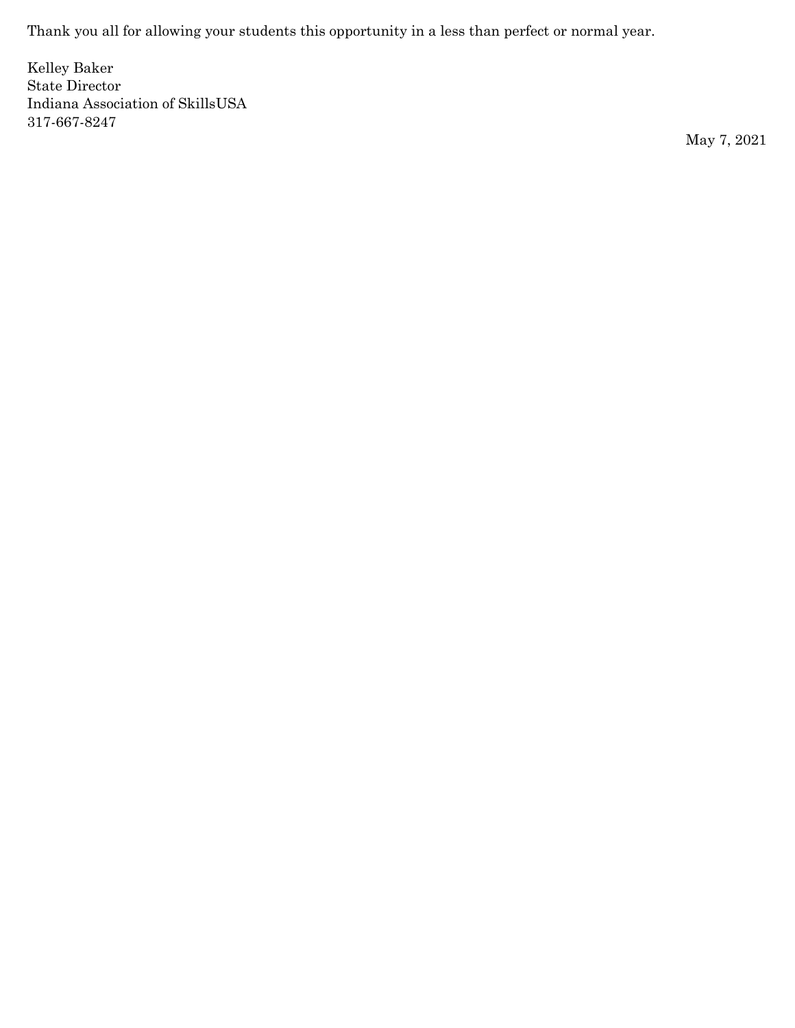Thank you all for allowing your students this opportunity in a less than perfect or normal year.

Kelley Baker  
State Director  
Indiana Association of SkillsUSA  
317-667-8247

May 7, 2021